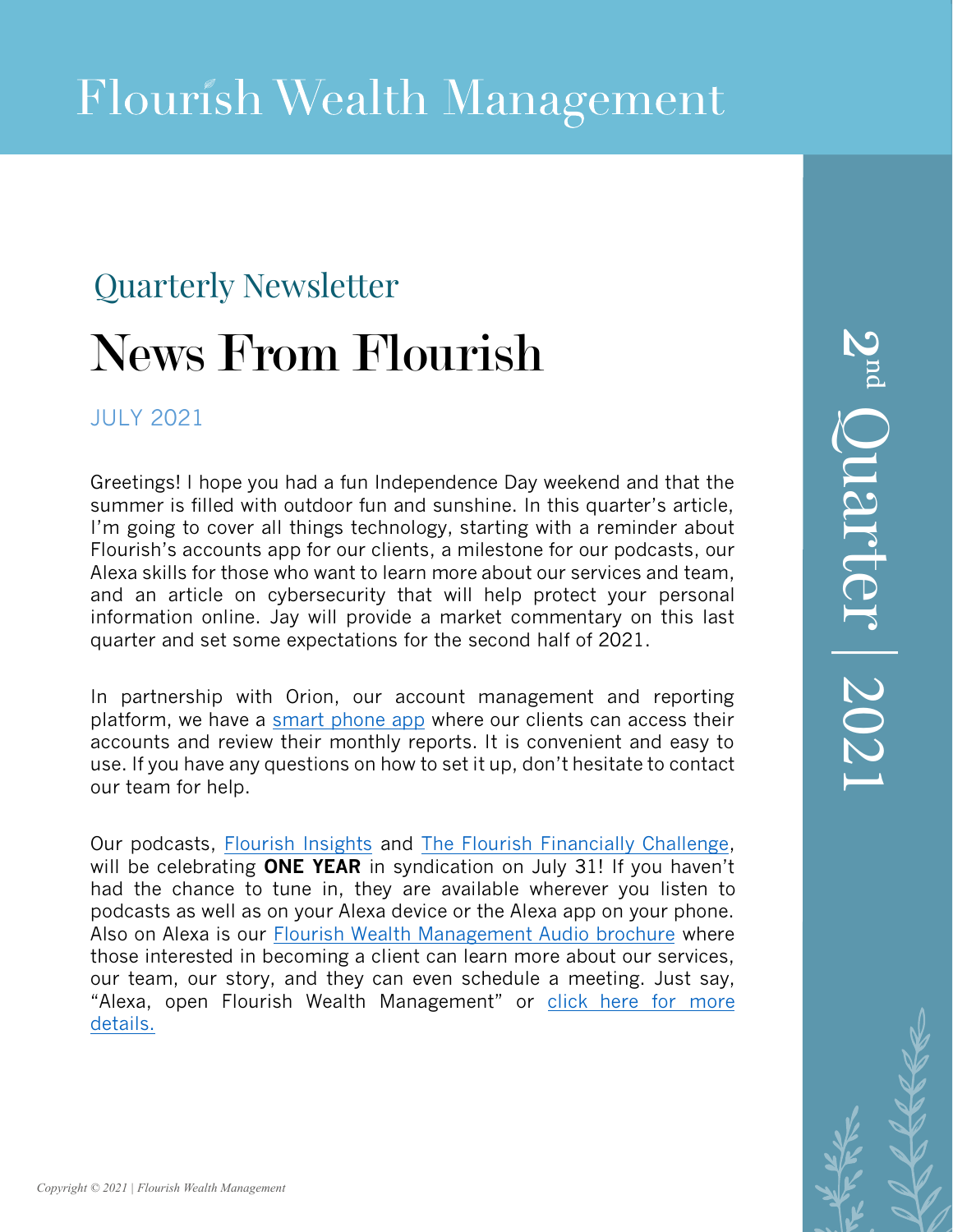# Flourish Wealth Management

## Quarterly Newsletter

# News From Flourish

JULY 2021

2nd Quarter | 2021

Greetings! I hope you had a fun Independence Day weekend and that the summer is filled with outdoor fun and sunshine. In this quarter's article, I'm going to cover all things technology, starting with a reminder about Flourish's accounts app for our clients, a milestone for our podcasts, our Alexa skills for those who want to learn more about our services and team, and an article on cybersecurity that will help protect your personal information online. Jay will provide a market commentary on this last quarter and set some expectations for the second half of 2021.

In partnership with Orion, our account management and reporting platform, we have a smart phone app where our clients can access their accounts and review their monthly reports. It is convenient and easy to use. If you have any questions on how to set it up, don't hesitate to contact our team for help.

Our podcasts, Flourish Insights and The Flourish Financially Challenge, will be celebrating **ONE YEAR** in syndication on July 31! If you haven't had the chance to tune in, they are available wherever you listen to podcasts as well as on your Alexa device or the Alexa app on your phone. Also on Alexa is our Flourish Wealth Management Audio brochure where those interested in becoming a client can learn more about our services, our team, our story, and they can even schedule a meeting. Just say, "Alexa, open Flourish Wealth Management" or click here for more details.

*Copyright © 2021 | Flourish Wealth Management*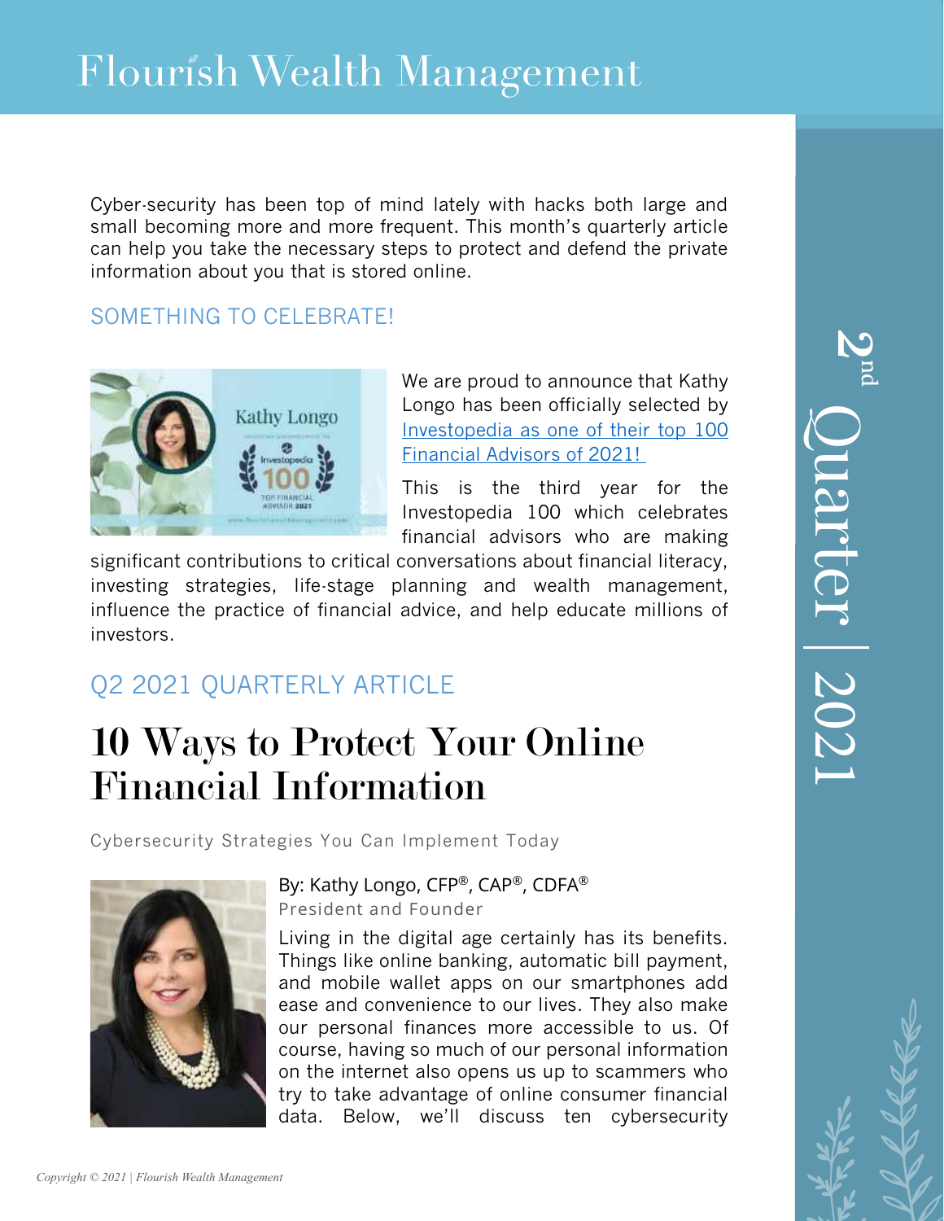# Flourish Wealth Management

Cyber-security has been top of mind lately with hacks both large and small becoming more and more frequent. This month's quarterly article can help you take the necessary steps to protect and defend the private information about you that is stored online.

## SOMETHING TO CELEBRATE!

We are proud to announce that Kathy Longo has been officially selected by Investopedia as one of their top 100 Financial Advisors of 2021!

This is the third year for the Investopedia 100 which celebrates financial advisors who are making significant contributions to critical conversations about financial literacy, investing strategies, life-stage planning and wealth management, influence the practice of financial advice, and help educate millions of investors.

## Q2 2021 QUARTERLY ARTICLE

# 10 Ways to Protect Your Online Financial Information

Cybersecurity Strategies You Can Implement Today

By: Kathy Longo, CFP®, CAP®, CDFA®
President and Founder

Living in the digital age certainly has its benefits. Things like online banking, automatic bill payment, and mobile wallet apps on our smartphones add ease and convenience to our lives. They also make our personal finances more accessible to us. Of course, having so much of our personal information on the internet also opens us up to scammers who try to take advantage of online consumer financial data. Below, we'll discuss ten cybersecurity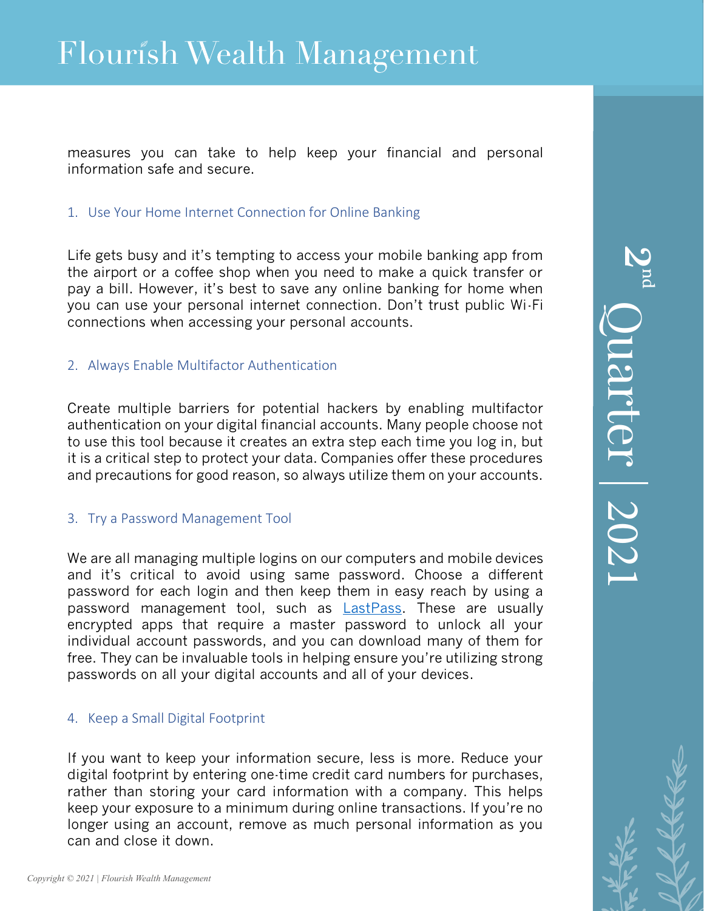measures you can take to help keep your financial and personal information safe and secure.

### 1. Use Your Home Internet Connection for Online Banking

Life gets busy and it's tempting to access your mobile banking app from the airport or a coffee shop when you need to make a quick transfer or pay a bill. However, it's best to save any online banking for home when you can use your personal internet connection. Don't trust public Wi-Fi connections when accessing your personal accounts.

### 2. Always Enable Multifactor Authentication

Create multiple barriers for potential hackers by enabling multifactor authentication on your digital financial accounts. Many people choose not to use this tool because it creates an extra step each time you log in, but it is a critical step to protect your data. Companies offer these procedures and precautions for good reason, so always utilize them on your accounts.

### 3. Try a Password Management Tool

We are all managing multiple logins on our computers and mobile devices and it's critical to avoid using same password. Choose a different password for each login and then keep them in easy reach by using a password management tool, such as LastPass. These are usually encrypted apps that require a master password to unlock all your individual account passwords, and you can download many of them for free. They can be invaluable tools in helping ensure you're utilizing strong passwords on all your digital accounts and all of your devices.

### 4. Keep a Small Digital Footprint

If you want to keep your information secure, less is more. Reduce your digital footprint by entering one-time credit card numbers for purchases, rather than storing your card information with a company. This helps keep your exposure to a minimum during online transactions. If you're no longer using an account, remove as much personal information as you can and close it down.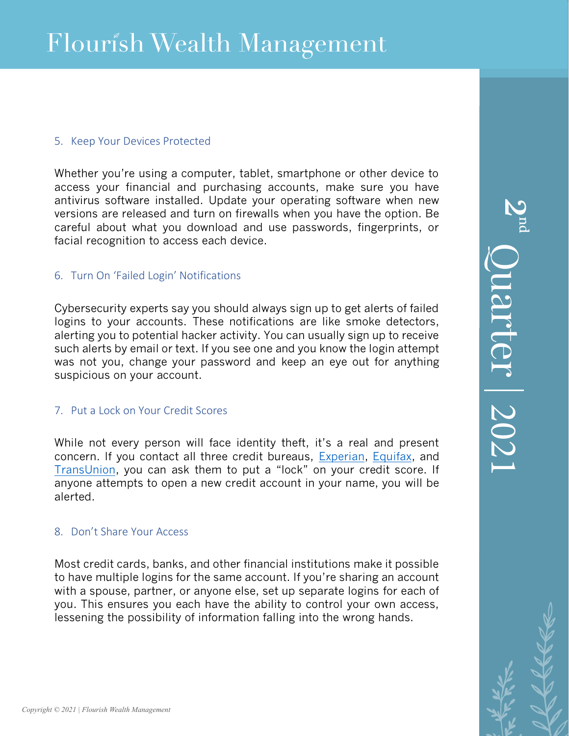5. Keep Your Devices Protected

Whether you're using a computer, tablet, smartphone or other device to access your financial and purchasing accounts, make sure you have antivirus software installed. Update your operating software when new versions are released and turn on firewalls when you have the option. Be careful about what you download and use passwords, fingerprints, or facial recognition to access each device.

6. Turn On 'Failed Login' Notifications

Cybersecurity experts say you should always sign up to get alerts of failed logins to your accounts. These notifications are like smoke detectors, alerting you to potential hacker activity. You can usually sign up to receive such alerts by email or text. If you see one and you know the login attempt was not you, change your password and keep an eye out for anything suspicious on your account.

7. Put a Lock on Your Credit Scores

While not every person will face identity theft, it's a real and present concern. If you contact all three credit bureaus, Experian, Equifax, and TransUnion, you can ask them to put a "lock" on your credit score. If anyone attempts to open a new credit account in your name, you will be alerted.

8. Don't Share Your Access

Most credit cards, banks, and other financial institutions make it possible to have multiple logins for the same account. If you're sharing an account with a spouse, partner, or anyone else, set up separate logins for each of you. This ensures you each have the ability to control your own access, lessening the possibility of information falling into the wrong hands.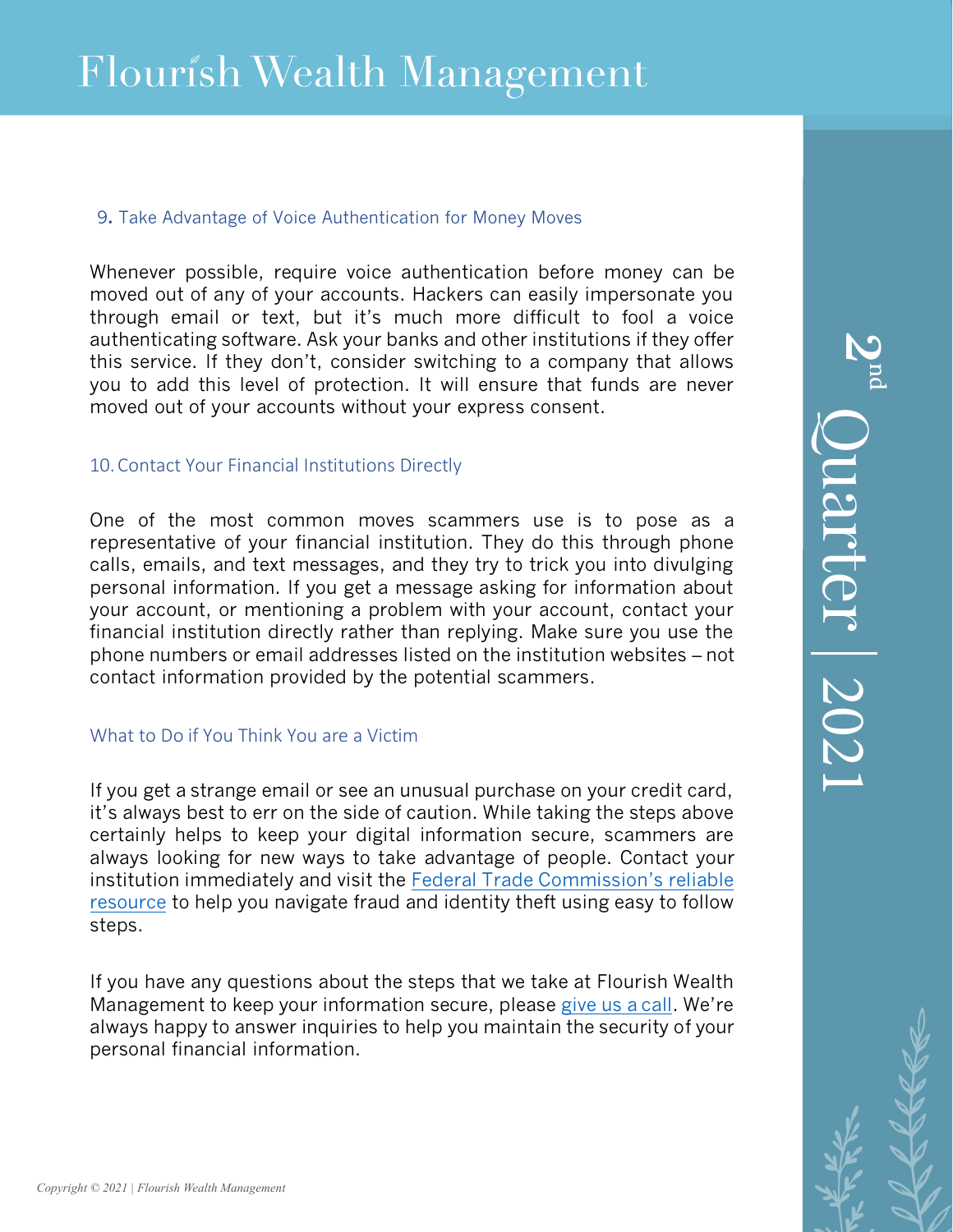### 9. Take Advantage of Voice Authentication for Money Moves

Whenever possible, require voice authentication before money can be moved out of any of your accounts. Hackers can easily impersonate you through email or text, but it's much more difficult to fool a voice authenticating software. Ask your banks and other institutions if they offer this service. If they don't, consider switching to a company that allows you to add this level of protection. It will ensure that funds are never moved out of your accounts without your express consent.

### 10. Contact Your Financial Institutions Directly

One of the most common moves scammers use is to pose as a representative of your financial institution. They do this through phone calls, emails, and text messages, and they try to trick you into divulging personal information. If you get a message asking for information about your account, or mentioning a problem with your account, contact your financial institution directly rather than replying. Make sure you use the phone numbers or email addresses listed on the institution websites – not contact information provided by the potential scammers.

### What to Do if You Think You are a Victim

If you get a strange email or see an unusual purchase on your credit card, it's always best to err on the side of caution. While taking the steps above certainly helps to keep your digital information secure, scammers are always looking for new ways to take advantage of people. Contact your institution immediately and visit the Federal Trade Commission's reliable resource to help you navigate fraud and identity theft using easy to follow steps.

If you have any questions about the steps that we take at Flourish Wealth Management to keep your information secure, please give us a call. We're always happy to answer inquiries to help you maintain the security of your personal financial information.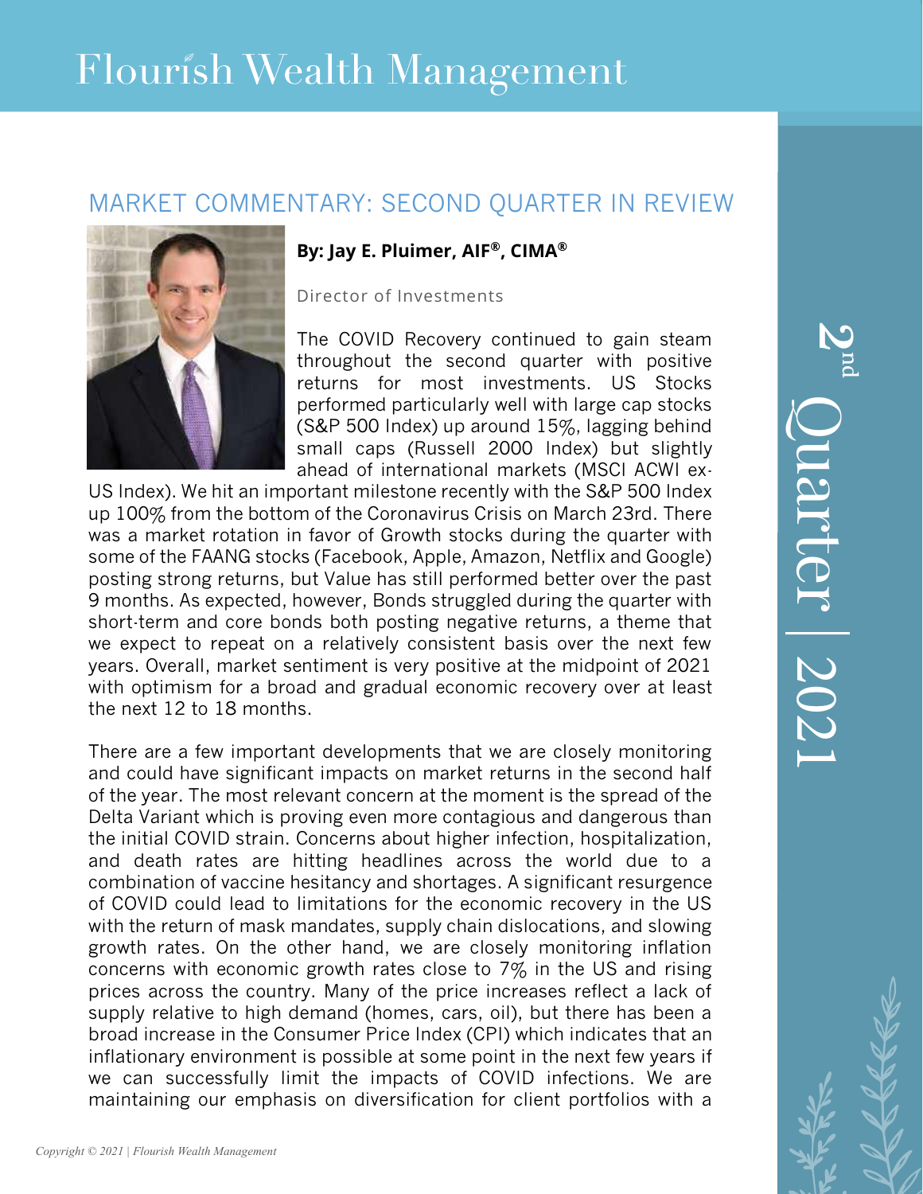Flourish Wealth Management

## MARKET COMMENTARY: SECOND QUARTER IN REVIEW

**By: Jay E. Pluimer, AIF®, CIMA®**

Director of Investments

2nd Quarter | 2021

The COVID Recovery continued to gain steam throughout the second quarter with positive returns for most investments. US Stocks performed particularly well with large cap stocks (S&P 500 Index) up around 15%, lagging behind small caps (Russell 2000 Index) but slightly ahead of international markets (MSCI ACWI ex-US Index). We hit an important milestone recently with the S&P 500 Index up 100% from the bottom of the Coronavirus Crisis on March 23rd. There was a market rotation in favor of Growth stocks during the quarter with some of the FAANG stocks (Facebook, Apple, Amazon, Netflix and Google) posting strong returns, but Value has still performed better over the past 9 months. As expected, however, Bonds struggled during the quarter with short-term and core bonds both posting negative returns, a theme that we expect to repeat on a relatively consistent basis over the next few years. Overall, market sentiment is very positive at the midpoint of 2021 with optimism for a broad and gradual economic recovery over at least the next 12 to 18 months.

There are a few important developments that we are closely monitoring and could have significant impacts on market returns in the second half of the year. The most relevant concern at the moment is the spread of the Delta Variant which is proving even more contagious and dangerous than the initial COVID strain. Concerns about higher infection, hospitalization, and death rates are hitting headlines across the world due to a combination of vaccine hesitancy and shortages. A significant resurgence of COVID could lead to limitations for the economic recovery in the US with the return of mask mandates, supply chain dislocations, and slowing growth rates. On the other hand, we are closely monitoring inflation concerns with economic growth rates close to 7% in the US and rising prices across the country. Many of the price increases reflect a lack of supply relative to high demand (homes, cars, oil), but there has been a broad increase in the Consumer Price Index (CPI) which indicates that an inflationary environment is possible at some point in the next few years if we can successfully limit the impacts of COVID infections. We are maintaining our emphasis on diversification for client portfolios with a

*Copyright © 2021 | Flourish Wealth Management*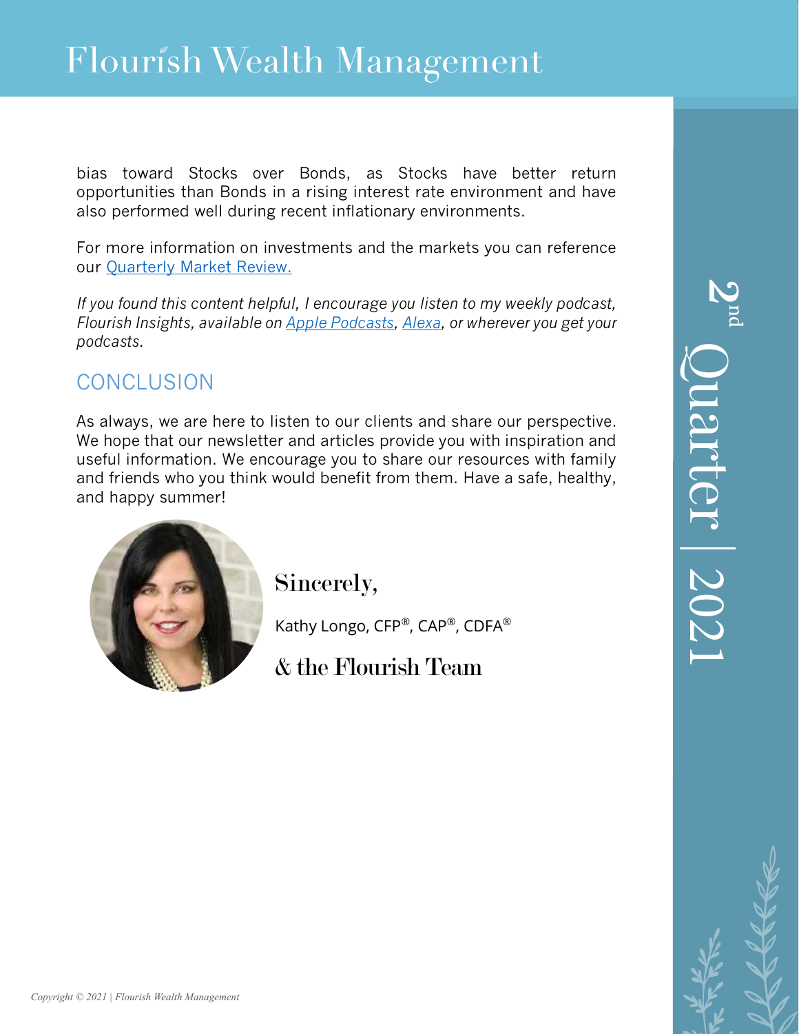bias toward Stocks over Bonds, as Stocks have better return opportunities than Bonds in a rising interest rate environment and have also performed well during recent inflationary environments.

For more information on investments and the markets you can reference our Quarterly Market Review.

*If you found this content helpful, I encourage you listen to my weekly podcast, Flourish Insights, available on Apple Podcasts, Alexa, or wherever you get your podcasts.*

## CONCLUSION

As always, we are here to listen to our clients and share our perspective. We hope that our newsletter and articles provide you with inspiration and useful information. We encourage you to share our resources with family and friends who you think would benefit from them. Have a safe, healthy, and happy summer!

**Sincerely,**

Kathy Longo, CFP®, CAP®, CDFA®

**& the Flourish Team**